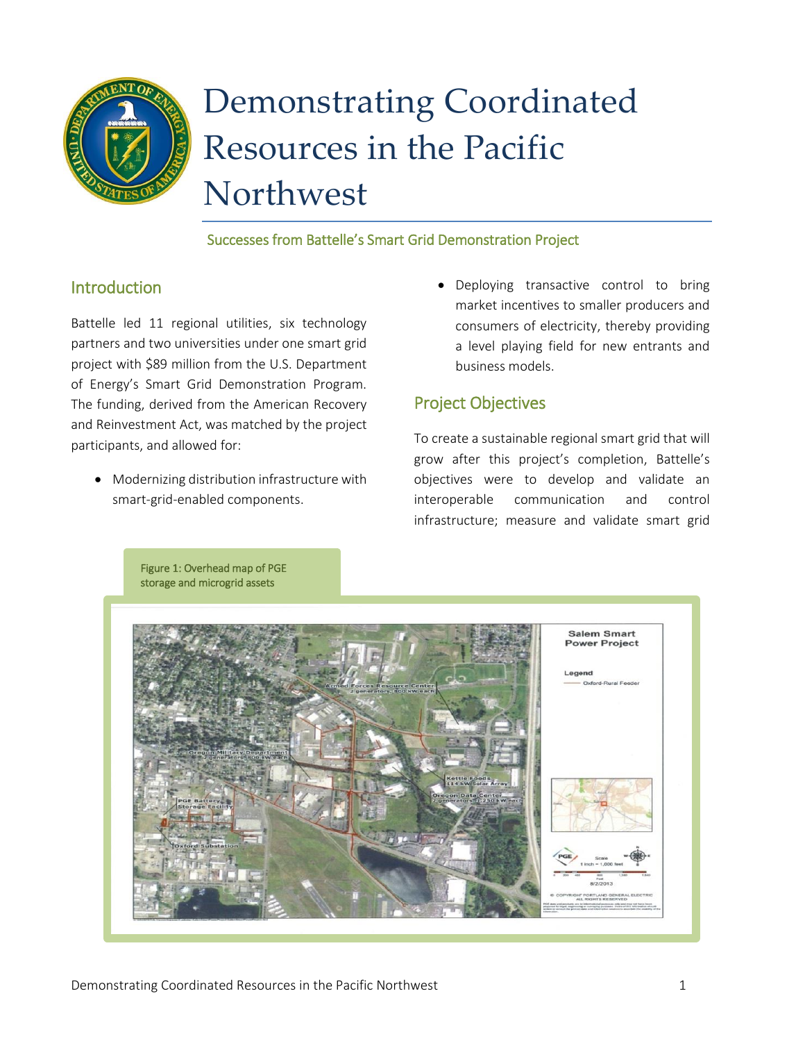# Demonstrating Coordinated Resources in the Pacific Northwest

## Successes from Battelle's Smart Grid Demonstration Project

## Introduction

Battelle led 11 regional utilities, six technology partners and two universities under one smart grid project with $89 million from the U.S. Department of Energy's Smart Grid Demonstration Program. The funding, derived from the American Recovery and Reinvestment Act, was matched by the project participants, and allowed for:

- Modernizing distribution infrastructure with smart-grid-enabled components.
- Deploying transactive control to bring market incentives to smaller producers and consumers of electricity, thereby providing a level playing field for new entrants and business models.

## Project Objectives

To create a sustainable regional smart grid that will grow after this project's completion, Battelle's objectives were to develop and validate an interoperable communication and control infrastructure; measure and validate smart grid

Figure 1: Overhead map of PGE storage and microgrid assets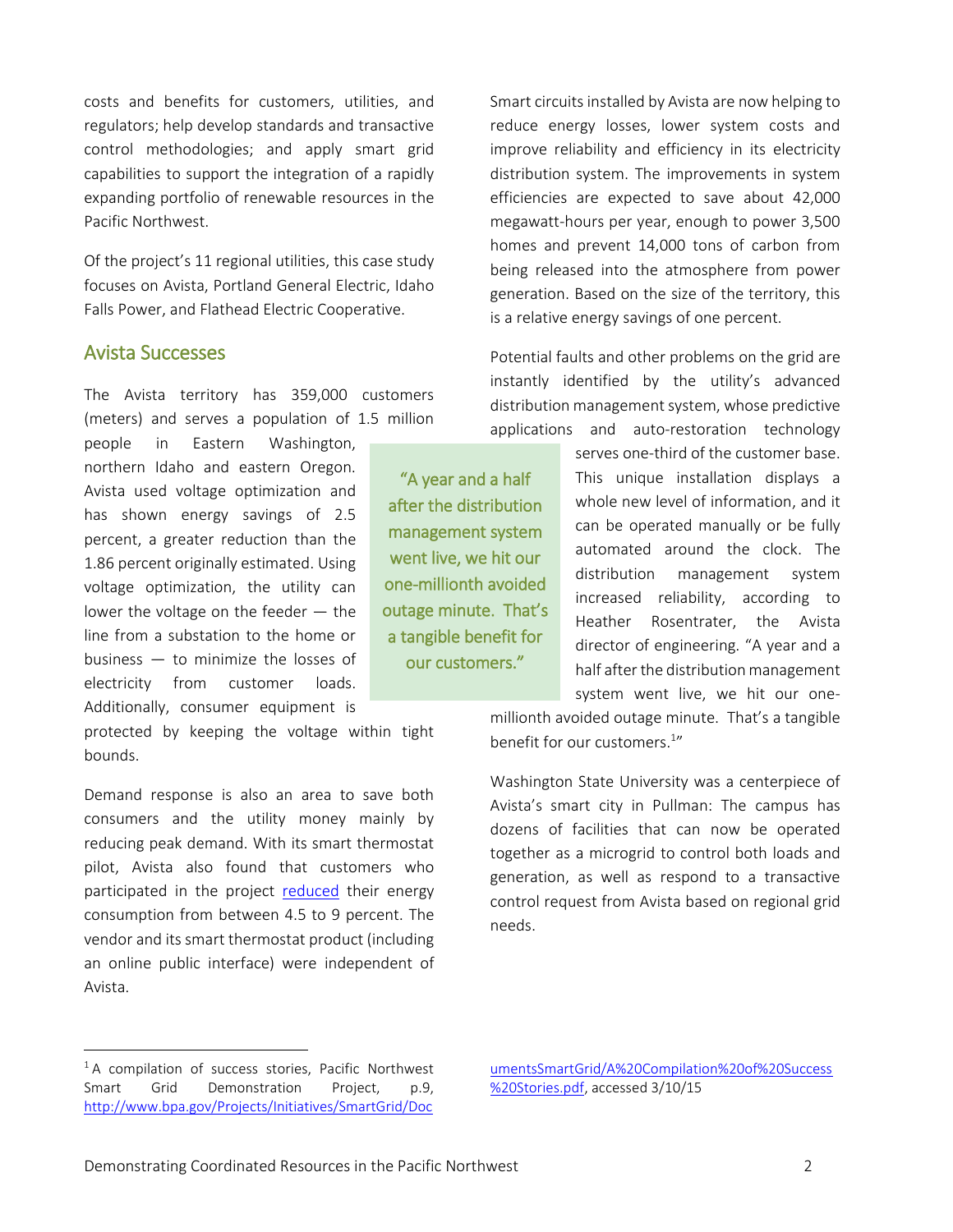costs and benefits for customers, utilities, and regulators; help develop standards and transactive control methodologies; and apply smart grid capabilities to support the integration of a rapidly expanding portfolio of renewable resources in the Pacific Northwest.

Of the project's 11 regional utilities, this case study focuses on Avista, Portland General Electric, Idaho Falls Power, and Flathead Electric Cooperative.

## Avista Successes

The Avista territory has 359,000 customers (meters) and serves a population of 1.5 million people in Eastern Washington, northern Idaho and eastern Oregon. Avista used voltage optimization and has shown energy savings of 2.5 percent, a greater reduction than the 1.86 percent originally estimated. Using voltage optimization, the utility can lower the voltage on the feeder — the line from a substation to the home or business — to minimize the losses of electricity from customer loads. Additionally, consumer equipment is protected by keeping the voltage within tight bounds.

Demand response is also an area to save both consumers and the utility money mainly by reducing peak demand. With its smart thermostat pilot, Avista also found that customers who participated in the project reduced their energy consumption from between 4.5 to 9 percent. The vendor and its smart thermostat product (including an online public interface) were independent of Avista.

Smart circuits installed by Avista are now helping to reduce energy losses, lower system costs and improve reliability and efficiency in its electricity distribution system. The improvements in system efficiencies are expected to save about 42,000 megawatt-hours per year, enough to power 3,500 homes and prevent 14,000 tons of carbon from being released into the atmosphere from power generation. Based on the size of the territory, this is a relative energy savings of one percent.

Potential faults and other problems on the grid are instantly identified by the utility's advanced distribution management system, whose predictive applications and auto-restoration technology serves one-third of the customer base. This unique installation displays a whole new level of information, and it can be operated manually or be fully automated around the clock. The distribution management system increased reliability, according to Heather Rosentrater, the Avista director of engineering. "A year and a half after the distribution management system went live, we hit our one-millionth avoided outage minute. That's a tangible benefit for our customers.[1]"

> "A year and a half after the distribution management system went live, we hit our one-millionth avoided outage minute. That's a tangible benefit for our customers."

Washington State University was a centerpiece of Avista's smart city in Pullman: The campus has dozens of facilities that can now be operated together as a microgrid to control both loads and generation, as well as respond to a transactive control request from Avista based on regional grid needs.

---

[1] A compilation of success stories, Pacific Northwest Smart Grid Demonstration Project, p.9, http://www.bpa.gov/Projects/Initiatives/SmartGrid/DocumentsSmartGrid/A%20Compilation%20of%20Success%20Stories.pdf, accessed 3/10/15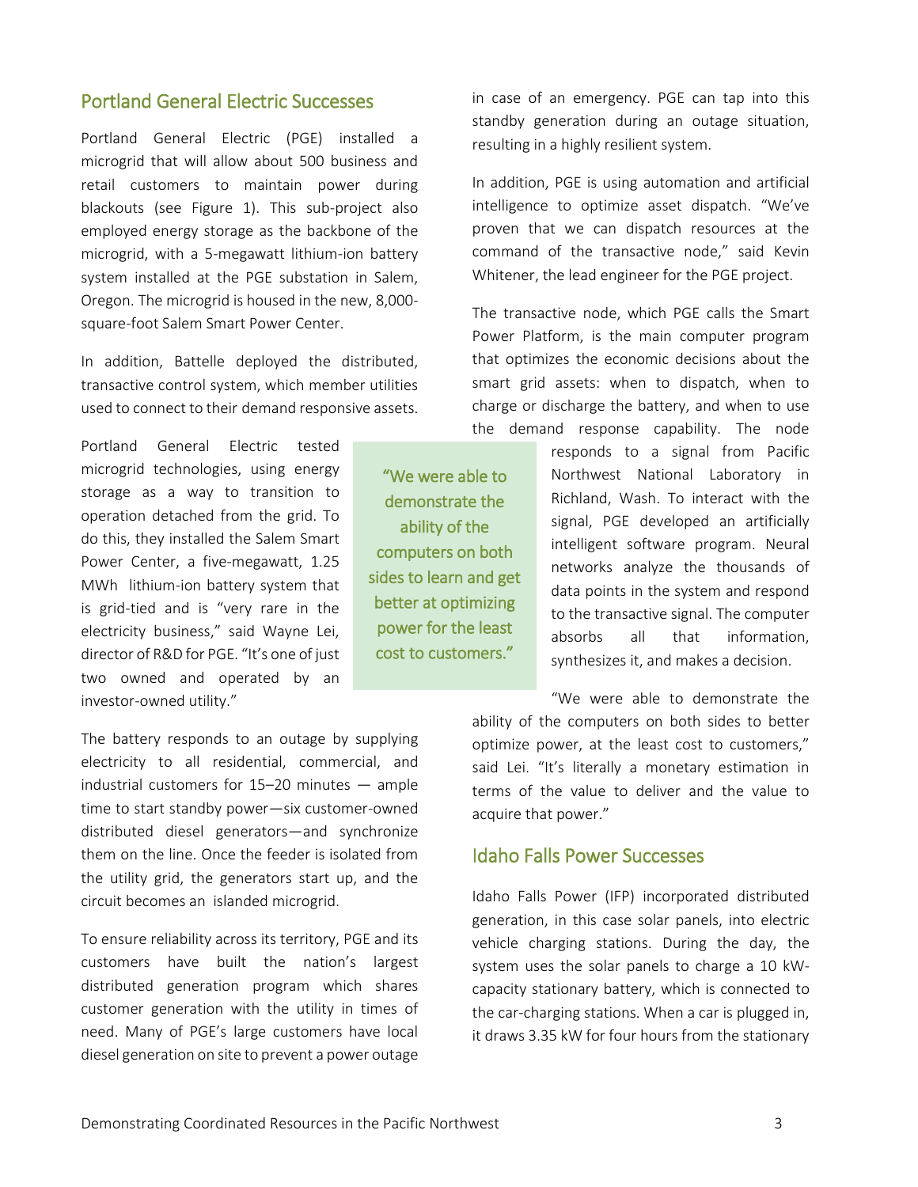## Portland General Electric Successes

Portland General Electric (PGE) installed a microgrid that will allow about 500 business and retail customers to maintain power during blackouts (see Figure 1). This sub-project also employed energy storage as the backbone of the microgrid, with a 5-megawatt lithium-ion battery system installed at the PGE substation in Salem, Oregon. The microgrid is housed in the new, 8,000-square-foot Salem Smart Power Center.

In addition, Battelle deployed the distributed, transactive control system, which member utilities used to connect to their demand responsive assets.

Portland General Electric tested microgrid technologies, using energy storage as a way to transition to operation detached from the grid. To do this, they installed the Salem Smart Power Center, a five-megawatt, 1.25 MWh lithium-ion battery system that is grid-tied and is "very rare in the electricity business," said Wayne Lei, director of R&D for PGE. "It's one of just two owned and operated by an investor-owned utility."

The battery responds to an outage by supplying electricity to all residential, commercial, and industrial customers for 15–20 minutes — ample time to start standby power—six customer-owned distributed diesel generators—and synchronize them on the line. Once the feeder is isolated from the utility grid, the generators start up, and the circuit becomes an islanded microgrid.

To ensure reliability across its territory, PGE and its customers have built the nation's largest distributed generation program which shares customer generation with the utility in times of need. Many of PGE's large customers have local diesel generation on site to prevent a power outage in case of an emergency. PGE can tap into this standby generation during an outage situation, resulting in a highly resilient system.

In addition, PGE is using automation and artificial intelligence to optimize asset dispatch. "We've proven that we can dispatch resources at the command of the transactive node," said Kevin Whitener, the lead engineer for the PGE project.

The transactive node, which PGE calls the Smart Power Platform, is the main computer program that optimizes the economic decisions about the smart grid assets: when to dispatch, when to charge or discharge the battery, and when to use the demand response capability. The node responds to a signal from Pacific Northwest National Laboratory in Richland, Wash. To interact with the signal, PGE developed an artificially intelligent software program. Neural networks analyze the thousands of data points in the system and respond to the transactive signal. The computer absorbs all that information, synthesizes it, and makes a decision.

> "We were able to demonstrate the ability of the computers on both sides to learn and get better at optimizing power for the least cost to customers."

"We were able to demonstrate the ability of the computers on both sides to better optimize power, at the least cost to customers," said Lei. "It's literally a monetary estimation in terms of the value to deliver and the value to acquire that power."

## Idaho Falls Power Successes

Idaho Falls Power (IFP) incorporated distributed generation, in this case solar panels, into electric vehicle charging stations. During the day, the system uses the solar panels to charge a 10 kW-capacity stationary battery, which is connected to the car-charging stations. When a car is plugged in, it draws 3.35 kW for four hours from the stationary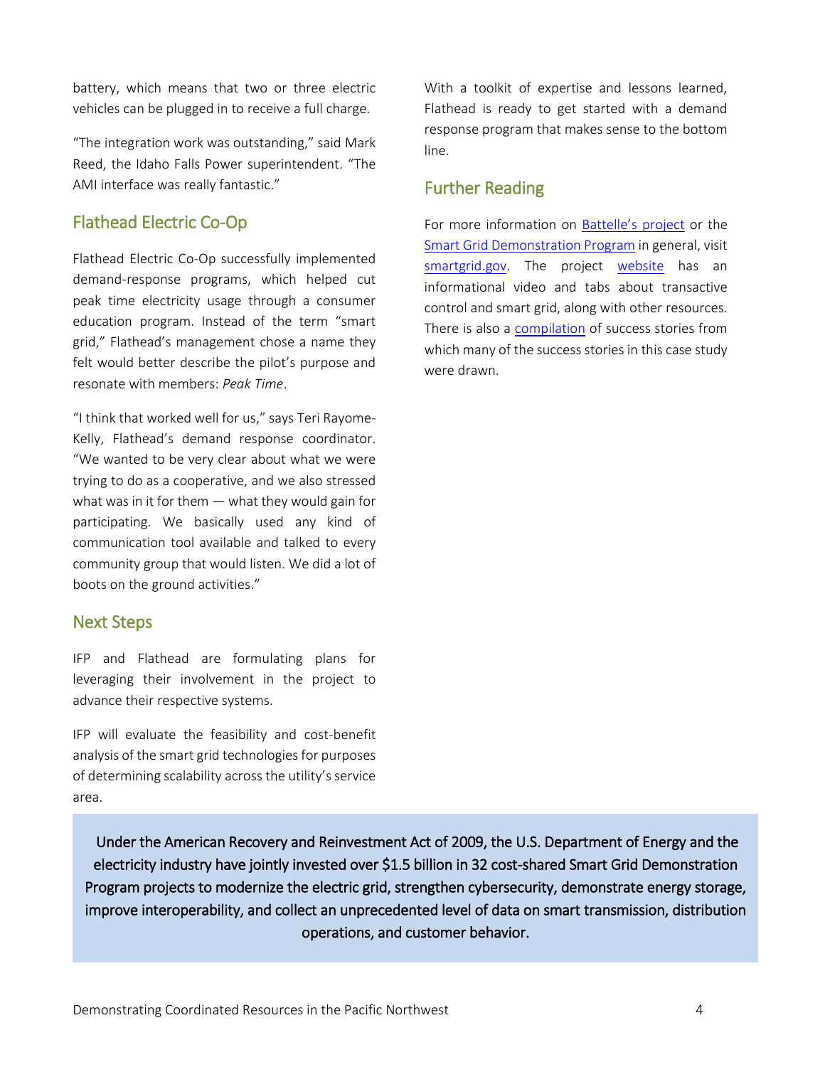battery, which means that two or three electric vehicles can be plugged in to receive a full charge.

"The integration work was outstanding," said Mark Reed, the Idaho Falls Power superintendent. "The AMI interface was really fantastic."

## Flathead Electric Co-Op

Flathead Electric Co-Op successfully implemented demand-response programs, which helped cut peak time electricity usage through a consumer education program. Instead of the term "smart grid," Flathead's management chose a name they felt would better describe the pilot's purpose and resonate with members: *Peak Time*.

"I think that worked well for us," says Teri Rayome-Kelly, Flathead's demand response coordinator. "We wanted to be very clear about what we were trying to do as a cooperative, and we also stressed what was in it for them — what they would gain for participating. We basically used any kind of communication tool available and talked to every community group that would listen. We did a lot of boots on the ground activities."

## Next Steps

IFP and Flathead are formulating plans for leveraging their involvement in the project to advance their respective systems.

IFP will evaluate the feasibility and cost-benefit analysis of the smart grid technologies for purposes of determining scalability across the utility's service area.

With a toolkit of expertise and lessons learned, Flathead is ready to get started with a demand response program that makes sense to the bottom line.

## Further Reading

For more information on Battelle's project or the Smart Grid Demonstration Program in general, visit smartgrid.gov. The project website has an informational video and tabs about transactive control and smart grid, along with other resources. There is also a compilation of success stories from which many of the success stories in this case study were drawn.

Under the American Recovery and Reinvestment Act of 2009, the U.S. Department of Energy and the electricity industry have jointly invested over $1.5 billion in 32 cost-shared Smart Grid Demonstration Program projects to modernize the electric grid, strengthen cybersecurity, demonstrate energy storage, improve interoperability, and collect an unprecedented level of data on smart transmission, distribution operations, and customer behavior.